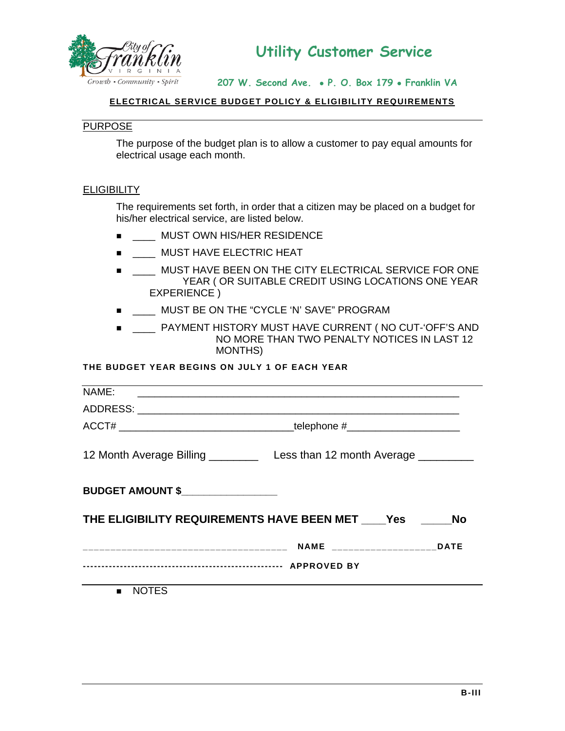City of Franklin
VIRGINIA
Growth • Community • Spirit

# Utility Customer Service

207 W. Second Ave. • P. O. Box 179 • Franklin VA

## ELECTRICAL SERVICE BUDGET POLICY & ELIGIBILITY REQUIREMENTS

### PURPOSE

The purpose of the budget plan is to allow a customer to pay equal amounts for electrical usage each month.

### ELIGIBILITY

The requirements set forth, in order that a citizen may be placed on a budget for his/her electrical service, are listed below.

- ____ MUST OWN HIS/HER RESIDENCE
- ____ MUST HAVE ELECTRIC HEAT
- ____ MUST HAVE BEEN ON THE CITY ELECTRICAL SERVICE FOR ONE YEAR ( OR SUITABLE CREDIT USING LOCATIONS ONE YEAR EXPERIENCE )
- ____ MUST BE ON THE "CYCLE 'N' SAVE" PROGRAM
- ____ PAYMENT HISTORY MUST HAVE CURRENT ( NO CUT-'OFF'S AND NO MORE THAN TWO PENALTY NOTICES IN LAST 12 MONTHS)

**THE BUDGET YEAR BEGINS ON JULY 1 OF EACH YEAR**

NAME: ____________________________________________________________

ADDRESS: __________________________________________________________

ACCT# ________________________________ telephone #____________________

12 Month Average Billing ________ Less than 12 month Average _________

**BUDGET AMOUNT $________________**

**THE ELIGIBILITY REQUIREMENTS HAVE BEEN MET ____Yes _____No**

___________________________________ NAME __________________DATE

------------------------------------------------------- APPROVED BY

- NOTES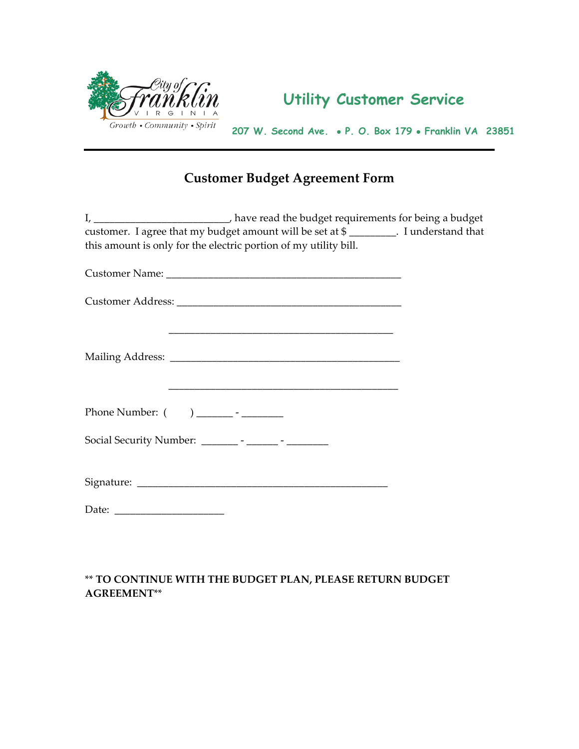City of Franklin VIRGINIA

Growth • Community • Spirit

**Utility Customer Service**

**207 W. Second Ave. • P. O. Box 179 • Franklin VA 23851**

---

## Customer Budget Agreement Form

I, _________________________, have read the budget requirements for being a budget customer. I agree that my budget amount will be set at $ _________. I understand that this amount is only for the electric portion of my utility bill.

Customer Name: _____________________________________________

Customer Address: __________________________________________

_____________________________________________

Mailing Address: ____________________________________________

_____________________________________________

Phone Number: ( ) _______ - ________

Social Security Number: _______ - ______ - ________

Signature: ________________________________________________

Date: _____________________

**** TO CONTINUE WITH THE BUDGET PLAN, PLEASE RETURN BUDGET AGREEMENT****